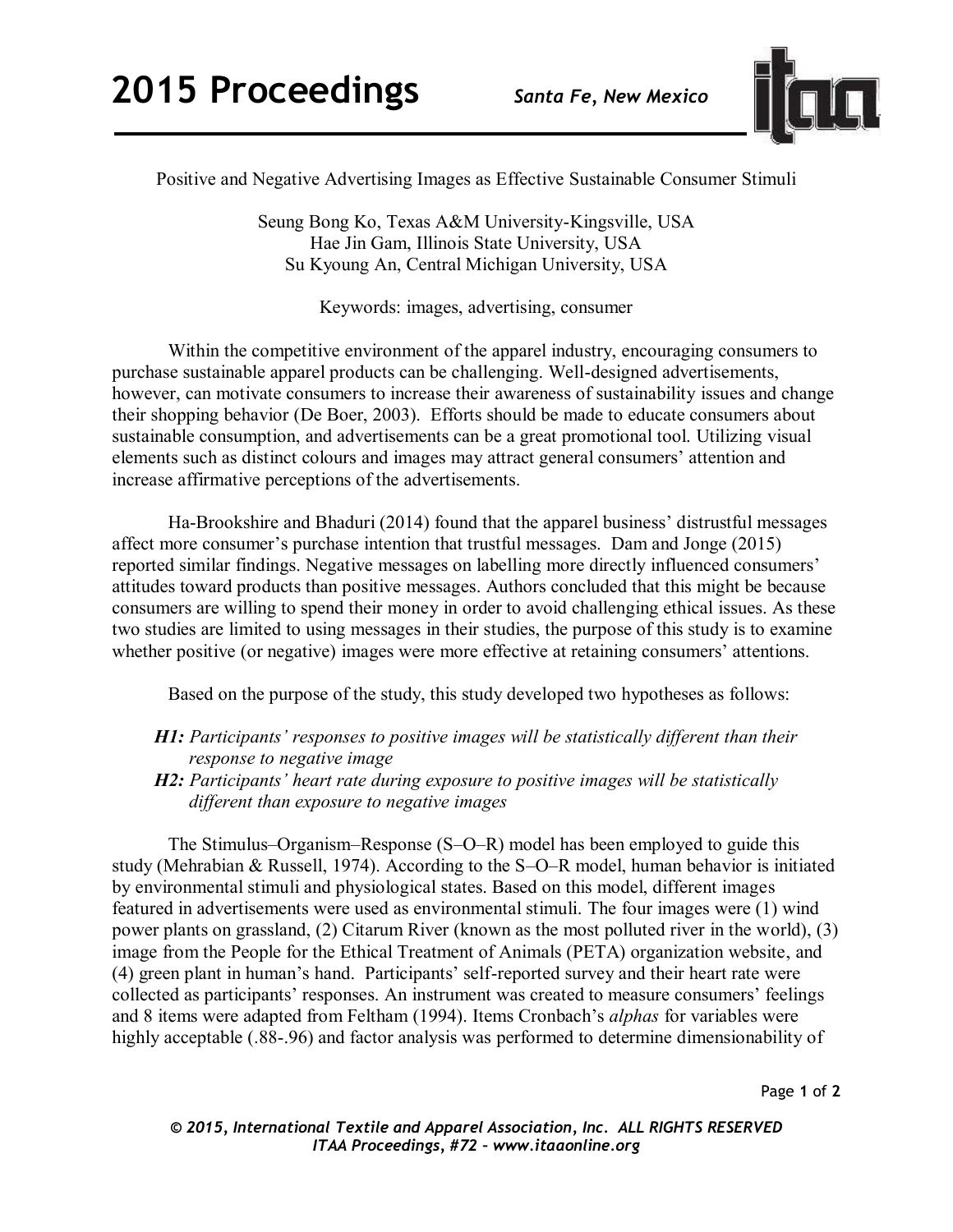# Positive and Negative Advertising Images as Effective Sustainable Consumer Stimuli

Seung Bong Ko, Texas A&M University-Kingsville, USA
Hae Jin Gam, Illinois State University, USA
Su Kyoung An, Central Michigan University, USA

Keywords: images, advertising, consumer

Within the competitive environment of the apparel industry, encouraging consumers to purchase sustainable apparel products can be challenging. Well-designed advertisements, however, can motivate consumers to increase their awareness of sustainability issues and change their shopping behavior (De Boer, 2003). Efforts should be made to educate consumers about sustainable consumption, and advertisements can be a great promotional tool. Utilizing visual elements such as distinct colours and images may attract general consumers' attention and increase affirmative perceptions of the advertisements.

Ha-Brookshire and Bhaduri (2014) found that the apparel business' distrustful messages affect more consumer's purchase intention that trustful messages. Dam and Jonge (2015) reported similar findings. Negative messages on labelling more directly influenced consumers' attitudes toward products than positive messages. Authors concluded that this might be because consumers are willing to spend their money in order to avoid challenging ethical issues. As these two studies are limited to using messages in their studies, the purpose of this study is to examine whether positive (or negative) images were more effective at retaining consumers' attentions.

Based on the purpose of the study, this study developed two hypotheses as follows:

- ***H1:*** *Participants' responses to positive images will be statistically different than their response to negative image*
- ***H2:*** *Participants' heart rate during exposure to positive images will be statistically different than exposure to negative images*

The Stimulus–Organism–Response (S–O–R) model has been employed to guide this study (Mehrabian & Russell, 1974). According to the S–O–R model, human behavior is initiated by environmental stimuli and physiological states. Based on this model, different images featured in advertisements were used as environmental stimuli. The four images were (1) wind power plants on grassland, (2) Citarum River (known as the most polluted river in the world), (3) image from the People for the Ethical Treatment of Animals (PETA) organization website, and (4) green plant in human's hand. Participants' self-reported survey and their heart rate were collected as participants' responses. An instrument was created to measure consumers' feelings and 8 items were adapted from Feltham (1994). Items Cronbach's *alphas* for variables were highly acceptable (.88-.96) and factor analysis was performed to determine dimensionability of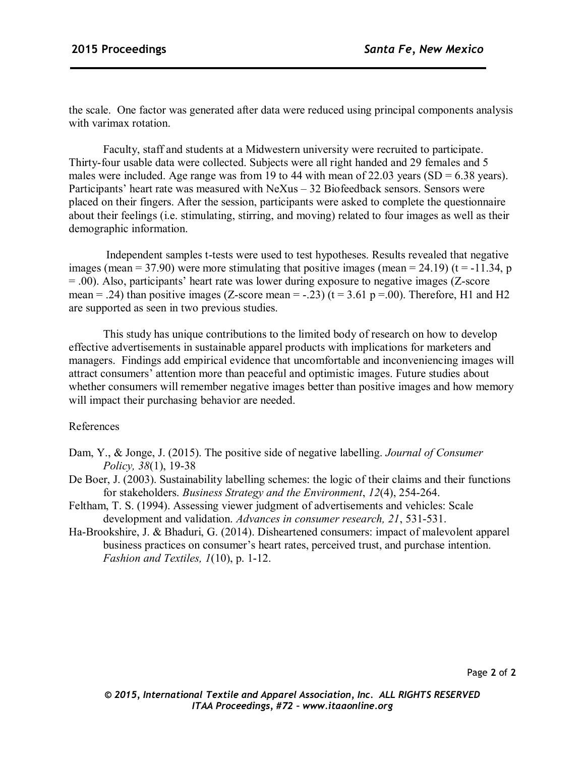the scale. One factor was generated after data were reduced using principal components analysis with varimax rotation.

Faculty, staff and students at a Midwestern university were recruited to participate. Thirty-four usable data were collected. Subjects were all right handed and 29 females and 5 males were included. Age range was from 19 to 44 with mean of 22.03 years (SD = 6.38 years). Participants' heart rate was measured with NeXus – 32 Biofeedback sensors. Sensors were placed on their fingers. After the session, participants were asked to complete the questionnaire about their feelings (i.e. stimulating, stirring, and moving) related to four images as well as their demographic information.

Independent samples t-tests were used to test hypotheses. Results revealed that negative images (mean = 37.90) were more stimulating that positive images (mean = 24.19) ($t = -11.34$, $p = .00$). Also, participants' heart rate was lower during exposure to negative images (Z-score mean = .24) than positive images (Z-score mean = -.23) ($t = 3.61$ $p = .00$). Therefore, H1 and H2 are supported as seen in two previous studies.

This study has unique contributions to the limited body of research on how to develop effective advertisements in sustainable apparel products with implications for marketers and managers. Findings add empirical evidence that uncomfortable and inconveniencing images will attract consumers' attention more than peaceful and optimistic images. Future studies about whether consumers will remember negative images better than positive images and how memory will impact their purchasing behavior are needed.

References

Dam, Y., & Jonge, J. (2015). The positive side of negative labelling. *Journal of Consumer Policy, 38*(1), 19-38

De Boer, J. (2003). Sustainability labelling schemes: the logic of their claims and their functions for stakeholders. *Business Strategy and the Environment*, *12*(4), 254-264.

Feltham, T. S. (1994). Assessing viewer judgment of advertisements and vehicles: Scale development and validation. *Advances in consumer research, 21*, 531-531.

Ha-Brookshire, J. & Bhaduri, G. (2014). Disheartened consumers: impact of malevolent apparel business practices on consumer's heart rates, perceived trust, and purchase intention. *Fashion and Textiles, 1*(10), p. 1-12.